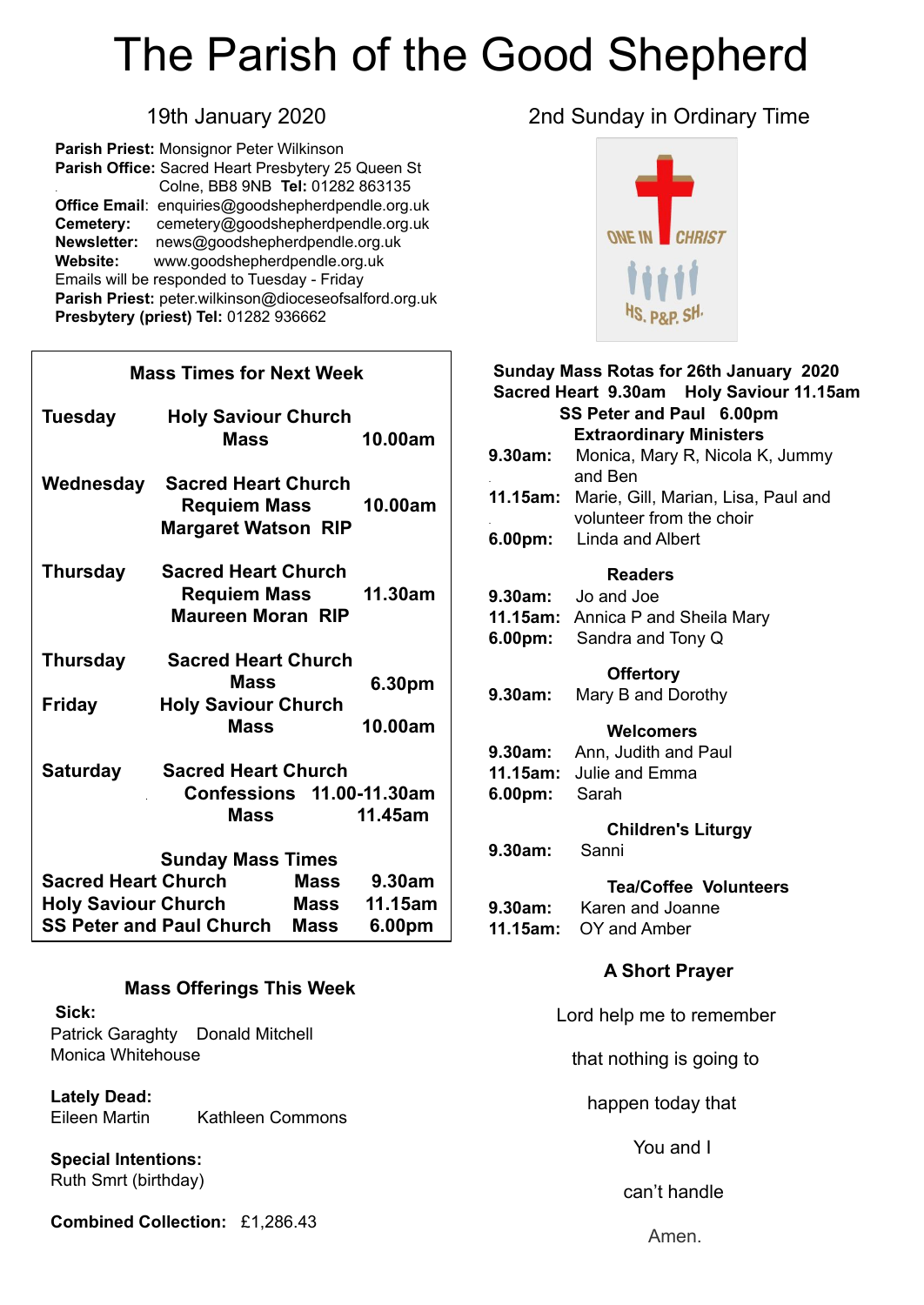# The Parish of the Good Shepherd

19th January 2020

2nd Sunday in Ordinary Time

**Parish Priest:** Monsignor Peter Wilkinson
**Parish Office:** Sacred Heart Presbytery 25 Queen St Colne, BB8 9NB **Tel:** 01282 863135
**Office Email**: enquiries@goodshepherdpendle.org.uk
**Cemetery:** cemetery@goodshepherdpendle.org.uk
**Newsletter:** news@goodshepherdpendle.org.uk
**Website:** www.goodshepherdpendle.org.uk
Emails will be responded to Tuesday - Friday
**Parish Priest:** peter.wilkinson@dioceseofsalford.org.uk
**Presbytery (priest) Tel:** 01282 936662

## Mass Times for Next Week

| | | |
|---|---|---|
| **Tuesday** | **Holy Saviour Church Mass** | **10.00am** |
| **Wednesday** | **Sacred Heart Church Requiem Mass Margaret Watson RIP** | **10.00am** |
| **Thursday** | **Sacred Heart Church Requiem Mass Maureen Moran RIP** | **11.30am** |
| **Thursday** | **Sacred Heart Church Mass** | **6.30pm** |
| **Friday** | **Holy Saviour Church Mass** | **10.00am** |
| **Saturday** | **Sacred Heart Church Confessions** | **11.00-11.30am** |
| | **Mass** | **11.45am** |

**Sunday Mass Times**

| | | |
|---|---|---|
| **Sacred Heart Church** | **Mass** | **9.30am** |
| **Holy Saviour Church** | **Mass** | **11.15am** |
| **SS Peter and Paul Church** | **Mass** | **6.00pm** |

## Mass Offerings This Week

**Sick:**
Patrick Garaghty Donald Mitchell
Monica Whitehouse

**Lately Dead:**
Eileen Martin Kathleen Commons

**Special Intentions:**
Ruth Smrt (birthday)

**Combined Collection:** £1,286.43

## Sunday Mass Rotas for 26th January 2020

**Sacred Heart 9.30am Holy Saviour 11.15am SS Peter and Paul 6.00pm**

**Extraordinary Ministers**
**9.30am:** Monica, Mary R, Nicola K, Jummy and Ben
**11.15am:** Marie, Gill, Marian, Lisa, Paul and volunteer from the choir
**6.00pm:** Linda and Albert

**Readers**
**9.30am:** Jo and Joe
**11.15am:** Annica P and Sheila Mary
**6.00pm:** Sandra and Tony Q

**Offertory**
**9.30am:** Mary B and Dorothy

**Welcomers**
**9.30am:** Ann, Judith and Paul
**11.15am:** Julie and Emma
**6.00pm:** Sarah

**Children's Liturgy**
**9.30am:** Sanni

**Tea/Coffee Volunteers**
**9.30am:** Karen and Joanne
**11.15am:** OY and Amber

## A Short Prayer

Lord help me to remember

that nothing is going to

happen today that

You and I

can't handle

Amen.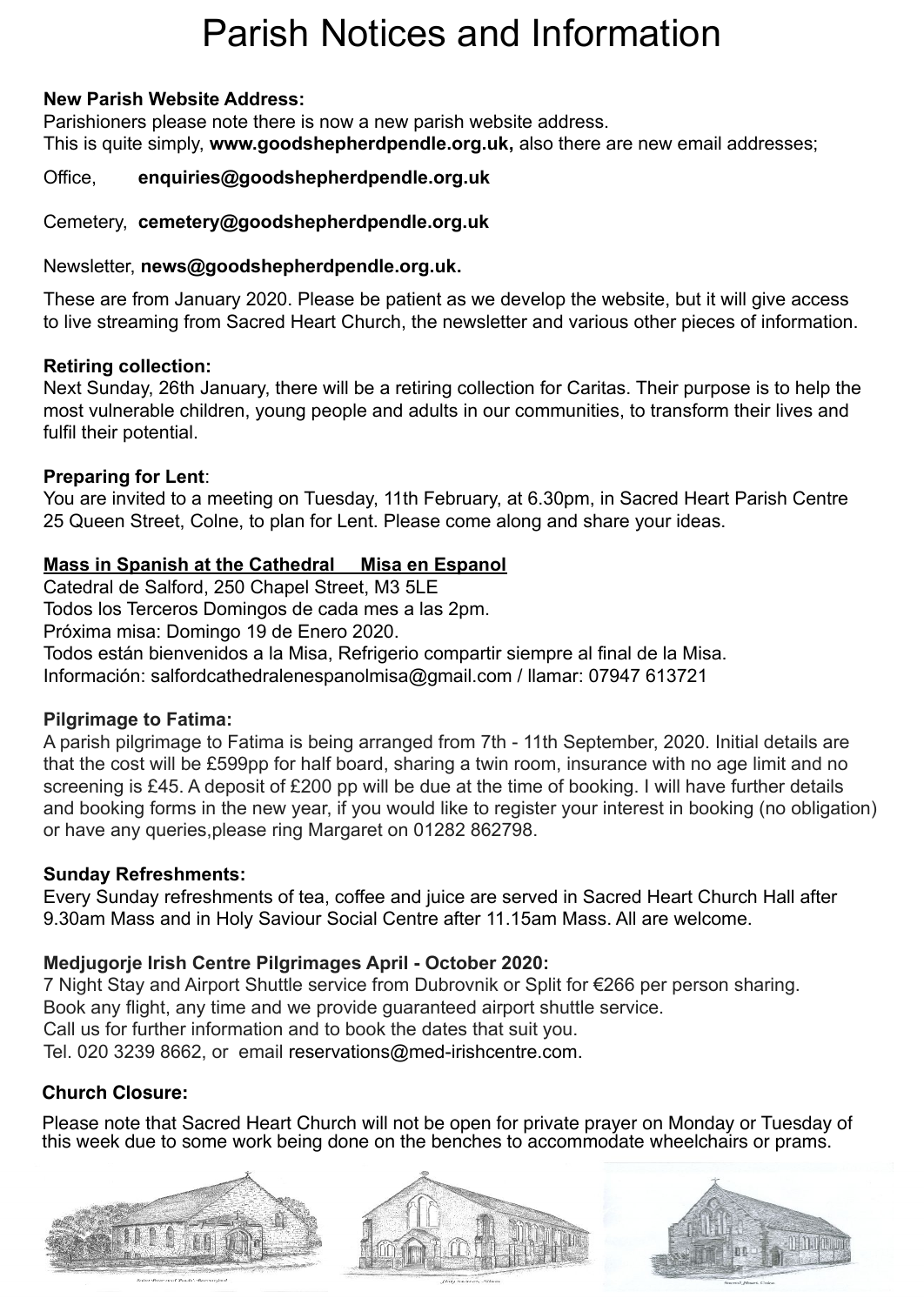# Parish Notices and Information

**New Parish Website Address:**
Parishioners please note there is now a new parish website address.
This is quite simply, **www.goodshepherdpendle.org.uk,** also there are new email addresses;

Office, **enquiries@goodshepherdpendle.org.uk**

Cemetery, **cemetery@goodshepherdpendle.org.uk**

Newsletter, **news@goodshepherdpendle.org.uk.**

These are from January 2020. Please be patient as we develop the website, but it will give access to live streaming from Sacred Heart Church, the newsletter and various other pieces of information.

**Retiring collection:**
Next Sunday, 26th January, there will be a retiring collection for Caritas. Their purpose is to help the most vulnerable children, young people and adults in our communities, to transform their lives and fulfil their potential.

**Preparing for Lent**:
You are invited to a meeting on Tuesday, 11th February, at 6.30pm, in Sacred Heart Parish Centre 25 Queen Street, Colne, to plan for Lent. Please come along and share your ideas.

**Mass in Spanish at the Cathedral Misa en Espanol**
Catedral de Salford, 250 Chapel Street, M3 5LE
Todos los Terceros Domingos de cada mes a las 2pm.
Próxima misa: Domingo 19 de Enero 2020.
Todos están bienvenidos a la Misa, Refrigerio compartir siempre al final de la Misa.
Información: salfordcathedralenespanolmisa@gmail.com / llamar: 07947 613721

**Pilgrimage to Fatima:**
A parish pilgrimage to Fatima is being arranged from 7th - 11th September, 2020. Initial details are that the cost will be £599pp for half board, sharing a twin room, insurance with no age limit and no screening is £45. A deposit of £200 pp will be due at the time of booking. I will have further details and booking forms in the new year, if you would like to register your interest in booking (no obligation) or have any queries,please ring Margaret on 01282 862798.

**Sunday Refreshments:**
Every Sunday refreshments of tea, coffee and juice are served in Sacred Heart Church Hall after 9.30am Mass and in Holy Saviour Social Centre after 11.15am Mass. All are welcome.

**Medjugorje Irish Centre Pilgrimages April - October 2020:**
7 Night Stay and Airport Shuttle service from Dubrovnik or Split for €266 per person sharing.
Book any flight, any time and we provide guaranteed airport shuttle service.
Call us for further information and to book the dates that suit you.
Tel. 020 3239 8662, or email reservations@med-irishcentre.com.

**Church Closure:**

Please note that Sacred Heart Church will not be open for private prayer on Monday or Tuesday of this week due to some work being done on the benches to accommodate wheelchairs or prams.